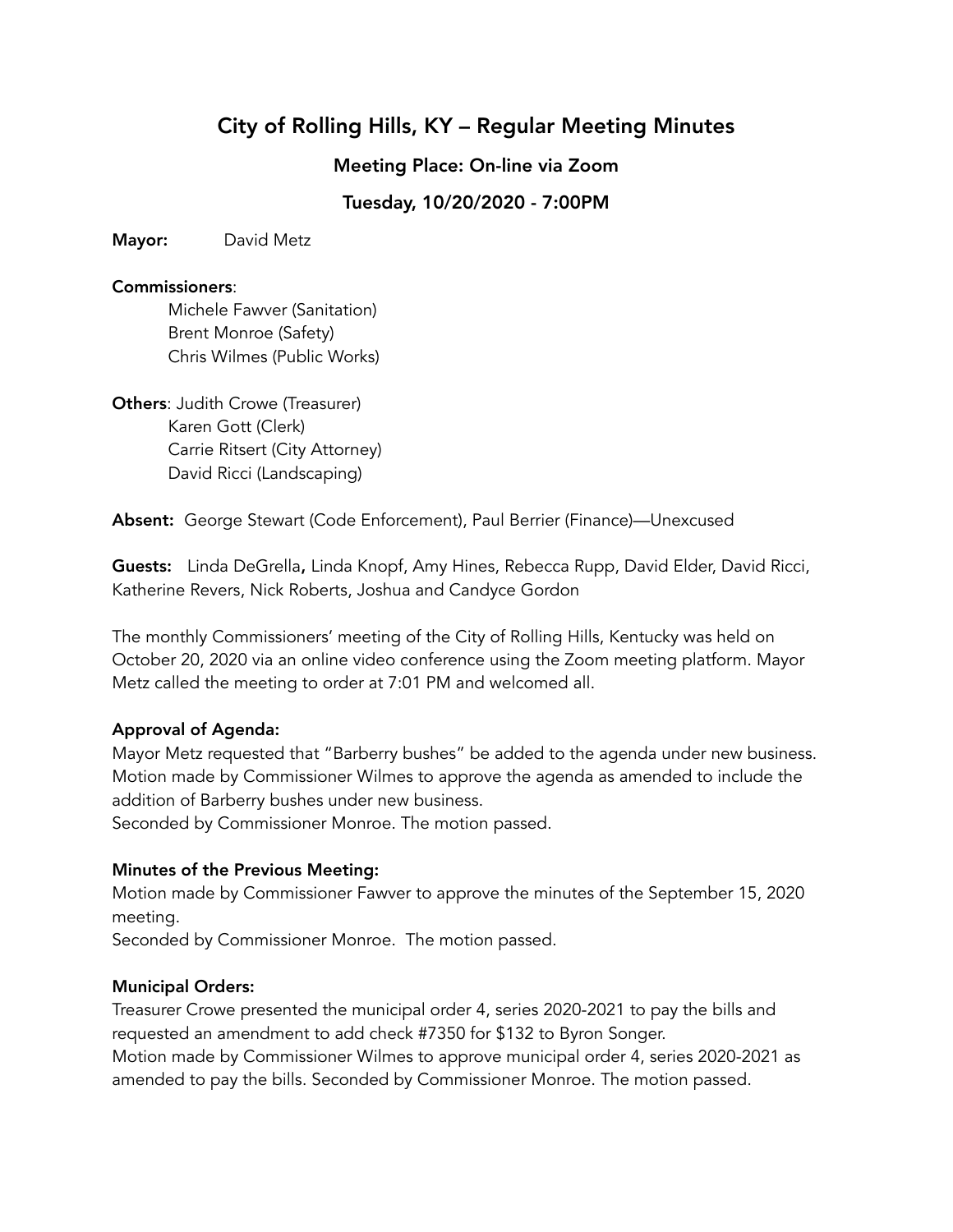# City of Rolling Hills, KY – Regular Meeting Minutes

## Meeting Place: On-line via Zoom

## Tuesday, 10/20/2020 - 7:00PM

**Mayor:** David Metz

**Commissioners**:

Michele Fawver (Sanitation)
Brent Monroe (Safety)
Chris Wilmes (Public Works)

**Others**: Judith Crowe (Treasurer)
Karen Gott (Clerk)
Carrie Ritsert (City Attorney)
David Ricci (Landscaping)

**Absent:** George Stewart (Code Enforcement), Paul Berrier (Finance)—Unexcused

**Guests:** Linda DeGrella**,** Linda Knopf, Amy Hines, Rebecca Rupp, David Elder, David Ricci, Katherine Revers, Nick Roberts, Joshua and Candyce Gordon

The monthly Commissioners' meeting of the City of Rolling Hills, Kentucky was held on October 20, 2020 via an online video conference using the Zoom meeting platform. Mayor Metz called the meeting to order at 7:01 PM and welcomed all.

**Approval of Agenda:**

Mayor Metz requested that "Barberry bushes" be added to the agenda under new business. Motion made by Commissioner Wilmes to approve the agenda as amended to include the addition of Barberry bushes under new business.
Seconded by Commissioner Monroe. The motion passed.

**Minutes of the Previous Meeting:**

Motion made by Commissioner Fawver to approve the minutes of the September 15, 2020 meeting.
Seconded by Commissioner Monroe. The motion passed.

**Municipal Orders:**

Treasurer Crowe presented the municipal order 4, series 2020-2021 to pay the bills and requested an amendment to add check #7350 for $132 to Byron Songer.
Motion made by Commissioner Wilmes to approve municipal order 4, series 2020-2021 as amended to pay the bills. Seconded by Commissioner Monroe. The motion passed.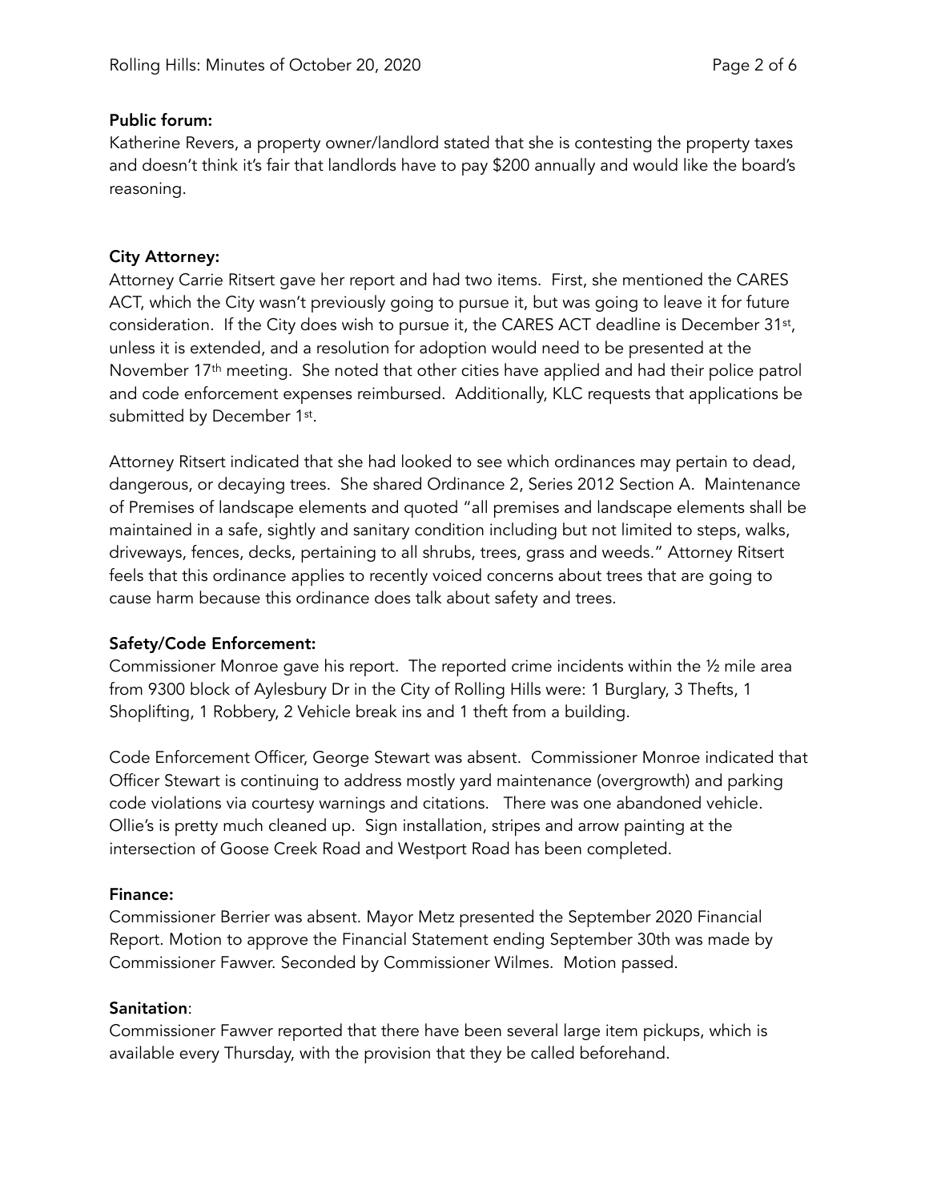**Public forum:**

Katherine Revers, a property owner/landlord stated that she is contesting the property taxes and doesn't think it's fair that landlords have to pay $200 annually and would like the board's reasoning.

**City Attorney:**

Attorney Carrie Ritsert gave her report and had two items. First, she mentioned the CARES ACT, which the City wasn't previously going to pursue it, but was going to leave it for future consideration. If the City does wish to pursue it, the CARES ACT deadline is December 31st, unless it is extended, and a resolution for adoption would need to be presented at the November 17th meeting. She noted that other cities have applied and had their police patrol and code enforcement expenses reimbursed. Additionally, KLC requests that applications be submitted by December 1st.

Attorney Ritsert indicated that she had looked to see which ordinances may pertain to dead, dangerous, or decaying trees. She shared Ordinance 2, Series 2012 Section A. Maintenance of Premises of landscape elements and quoted "all premises and landscape elements shall be maintained in a safe, sightly and sanitary condition including but not limited to steps, walks, driveways, fences, decks, pertaining to all shrubs, trees, grass and weeds." Attorney Ritsert feels that this ordinance applies to recently voiced concerns about trees that are going to cause harm because this ordinance does talk about safety and trees.

**Safety/Code Enforcement:**

Commissioner Monroe gave his report. The reported crime incidents within the ½ mile area from 9300 block of Aylesbury Dr in the City of Rolling Hills were: 1 Burglary, 3 Thefts, 1 Shoplifting, 1 Robbery, 2 Vehicle break ins and 1 theft from a building.

Code Enforcement Officer, George Stewart was absent. Commissioner Monroe indicated that Officer Stewart is continuing to address mostly yard maintenance (overgrowth) and parking code violations via courtesy warnings and citations. There was one abandoned vehicle. Ollie's is pretty much cleaned up. Sign installation, stripes and arrow painting at the intersection of Goose Creek Road and Westport Road has been completed.

**Finance:**

Commissioner Berrier was absent. Mayor Metz presented the September 2020 Financial Report. Motion to approve the Financial Statement ending September 30th was made by Commissioner Fawver. Seconded by Commissioner Wilmes. Motion passed.

**Sanitation**:

Commissioner Fawver reported that there have been several large item pickups, which is available every Thursday, with the provision that they be called beforehand.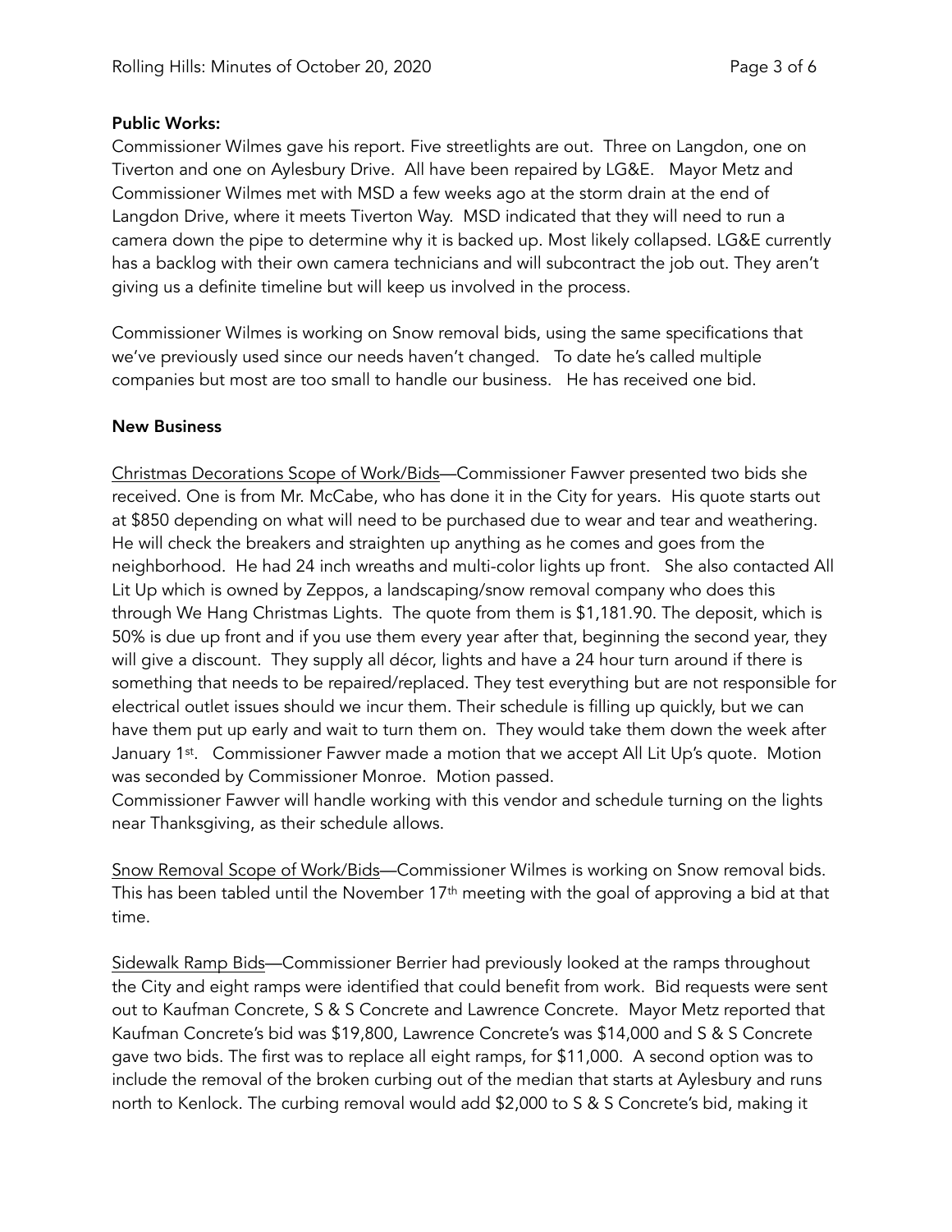**Public Works:**

Commissioner Wilmes gave his report. Five streetlights are out. Three on Langdon, one on Tiverton and one on Aylesbury Drive. All have been repaired by LG&E. Mayor Metz and Commissioner Wilmes met with MSD a few weeks ago at the storm drain at the end of Langdon Drive, where it meets Tiverton Way. MSD indicated that they will need to run a camera down the pipe to determine why it is backed up. Most likely collapsed. LG&E currently has a backlog with their own camera technicians and will subcontract the job out. They aren't giving us a definite timeline but will keep us involved in the process.

Commissioner Wilmes is working on Snow removal bids, using the same specifications that we've previously used since our needs haven't changed. To date he's called multiple companies but most are too small to handle our business. He has received one bid.

**New Business**

Christmas Decorations Scope of Work/Bids—Commissioner Fawver presented two bids she received. One is from Mr. McCabe, who has done it in the City for years. His quote starts out at $850 depending on what will need to be purchased due to wear and tear and weathering. He will check the breakers and straighten up anything as he comes and goes from the neighborhood. He had 24 inch wreaths and multi-color lights up front. She also contacted All Lit Up which is owned by Zeppos, a landscaping/snow removal company who does this through We Hang Christmas Lights. The quote from them is $1,181.90. The deposit, which is 50% is due up front and if you use them every year after that, beginning the second year, they will give a discount. They supply all décor, lights and have a 24 hour turn around if there is something that needs to be repaired/replaced. They test everything but are not responsible for electrical outlet issues should we incur them. Their schedule is filling up quickly, but we can have them put up early and wait to turn them on. They would take them down the week after January 1st. Commissioner Fawver made a motion that we accept All Lit Up's quote. Motion was seconded by Commissioner Monroe. Motion passed.

Commissioner Fawver will handle working with this vendor and schedule turning on the lights near Thanksgiving, as their schedule allows.

Snow Removal Scope of Work/Bids—Commissioner Wilmes is working on Snow removal bids. This has been tabled until the November 17th meeting with the goal of approving a bid at that time.

Sidewalk Ramp Bids—Commissioner Berrier had previously looked at the ramps throughout the City and eight ramps were identified that could benefit from work. Bid requests were sent out to Kaufman Concrete, S & S Concrete and Lawrence Concrete. Mayor Metz reported that Kaufman Concrete's bid was $19,800, Lawrence Concrete's was $14,000 and S & S Concrete gave two bids. The first was to replace all eight ramps, for $11,000. A second option was to include the removal of the broken curbing out of the median that starts at Aylesbury and runs north to Kenlock. The curbing removal would add $2,000 to S & S Concrete's bid, making it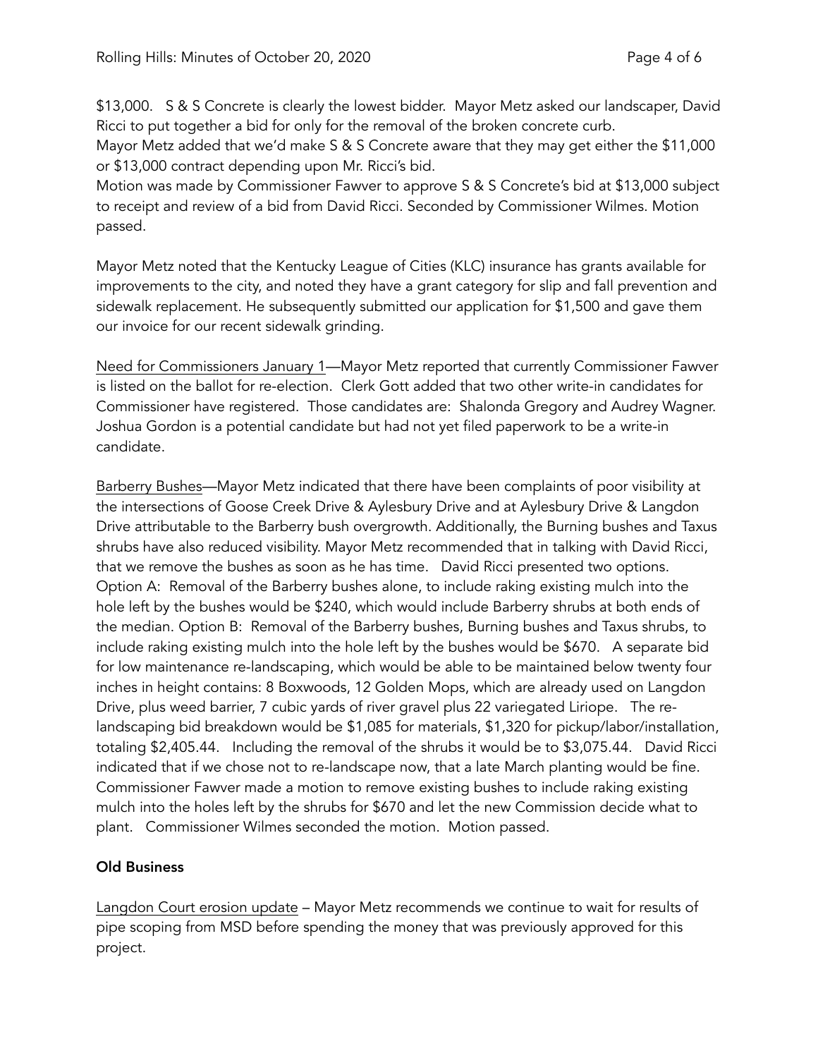$13,000. S & S Concrete is clearly the lowest bidder. Mayor Metz asked our landscaper, David Ricci to put together a bid for only for the removal of the broken concrete curb.
Mayor Metz added that we'd make S & S Concrete aware that they may get either the $11,000 or $13,000 contract depending upon Mr. Ricci's bid.
Motion was made by Commissioner Fawver to approve S & S Concrete's bid at $13,000 subject to receipt and review of a bid from David Ricci. Seconded by Commissioner Wilmes. Motion passed.

Mayor Metz noted that the Kentucky League of Cities (KLC) insurance has grants available for improvements to the city, and noted they have a grant category for slip and fall prevention and sidewalk replacement. He subsequently submitted our application for $1,500 and gave them our invoice for our recent sidewalk grinding.

<u>Need for Commissioners January 1</u>—Mayor Metz reported that currently Commissioner Fawver is listed on the ballot for re-election. Clerk Gott added that two other write-in candidates for Commissioner have registered. Those candidates are: Shalonda Gregory and Audrey Wagner. Joshua Gordon is a potential candidate but had not yet filed paperwork to be a write-in candidate.

<u>Barberry Bushes</u>—Mayor Metz indicated that there have been complaints of poor visibility at the intersections of Goose Creek Drive & Aylesbury Drive and at Aylesbury Drive & Langdon Drive attributable to the Barberry bush overgrowth. Additionally, the Burning bushes and Taxus shrubs have also reduced visibility. Mayor Metz recommended that in talking with David Ricci, that we remove the bushes as soon as he has time. David Ricci presented two options. Option A: Removal of the Barberry bushes alone, to include raking existing mulch into the hole left by the bushes would be $240, which would include Barberry shrubs at both ends of the median. Option B: Removal of the Barberry bushes, Burning bushes and Taxus shrubs, to include raking existing mulch into the hole left by the bushes would be $670. A separate bid for low maintenance re-landscaping, which would be able to be maintained below twenty four inches in height contains: 8 Boxwoods, 12 Golden Mops, which are already used on Langdon Drive, plus weed barrier, 7 cubic yards of river gravel plus 22 variegated Liriope. The re-landscaping bid breakdown would be $1,085 for materials, $1,320 for pickup/labor/installation, totaling $2,405.44. Including the removal of the shrubs it would be to $3,075.44. David Ricci indicated that if we chose not to re-landscape now, that a late March planting would be fine. Commissioner Fawver made a motion to remove existing bushes to include raking existing mulch into the holes left by the shrubs for $670 and let the new Commission decide what to plant. Commissioner Wilmes seconded the motion. Motion passed.

**Old Business**

<u>Langdon Court erosion update</u> – Mayor Metz recommends we continue to wait for results of pipe scoping from MSD before spending the money that was previously approved for this project.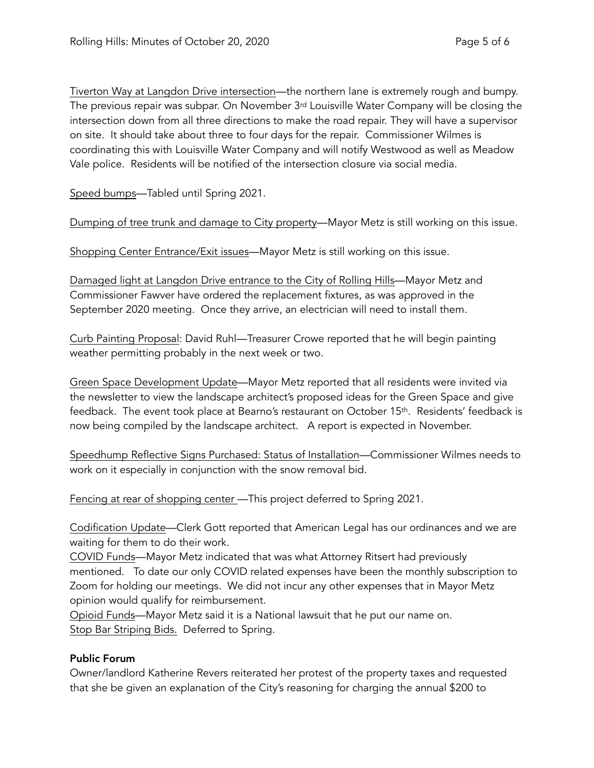Tiverton Way at Langdon Drive intersection—the northern lane is extremely rough and bumpy. The previous repair was subpar. On November 3rd Louisville Water Company will be closing the intersection down from all three directions to make the road repair. They will have a supervisor on site. It should take about three to four days for the repair. Commissioner Wilmes is coordinating this with Louisville Water Company and will notify Westwood as well as Meadow Vale police. Residents will be notified of the intersection closure via social media.

Speed bumps—Tabled until Spring 2021.

Dumping of tree trunk and damage to City property—Mayor Metz is still working on this issue.

Shopping Center Entrance/Exit issues—Mayor Metz is still working on this issue.

Damaged light at Langdon Drive entrance to the City of Rolling Hills—Mayor Metz and Commissioner Fawver have ordered the replacement fixtures, as was approved in the September 2020 meeting. Once they arrive, an electrician will need to install them.

Curb Painting Proposal: David Ruhl—Treasurer Crowe reported that he will begin painting weather permitting probably in the next week or two.

Green Space Development Update—Mayor Metz reported that all residents were invited via the newsletter to view the landscape architect's proposed ideas for the Green Space and give feedback. The event took place at Bearno's restaurant on October 15th. Residents' feedback is now being compiled by the landscape architect. A report is expected in November.

Speedhump Reflective Signs Purchased: Status of Installation—Commissioner Wilmes needs to work on it especially in conjunction with the snow removal bid.

Fencing at rear of shopping center —This project deferred to Spring 2021.

Codification Update—Clerk Gott reported that American Legal has our ordinances and we are waiting for them to do their work.

COVID Funds—Mayor Metz indicated that was what Attorney Ritsert had previously mentioned. To date our only COVID related expenses have been the monthly subscription to Zoom for holding our meetings. We did not incur any other expenses that in Mayor Metz opinion would qualify for reimbursement.

Opioid Funds—Mayor Metz said it is a National lawsuit that he put our name on.

Stop Bar Striping Bids. Deferred to Spring.

**Public Forum**

Owner/landlord Katherine Revers reiterated her protest of the property taxes and requested that she be given an explanation of the City's reasoning for charging the annual $200 to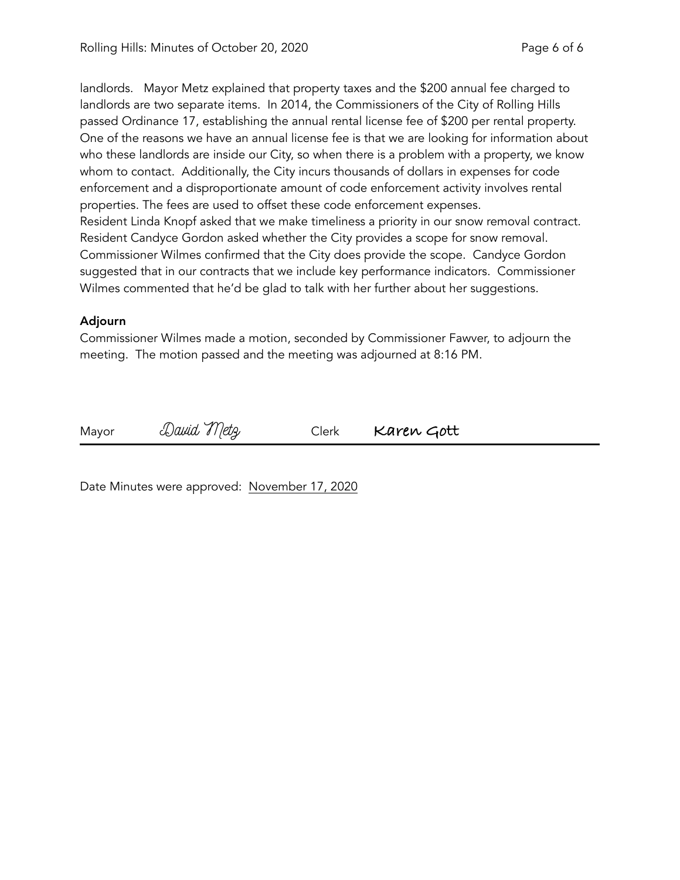landlords. Mayor Metz explained that property taxes and the $200 annual fee charged to landlords are two separate items. In 2014, the Commissioners of the City of Rolling Hills passed Ordinance 17, establishing the annual rental license fee of $200 per rental property. One of the reasons we have an annual license fee is that we are looking for information about who these landlords are inside our City, so when there is a problem with a property, we know whom to contact. Additionally, the City incurs thousands of dollars in expenses for code enforcement and a disproportionate amount of code enforcement activity involves rental properties. The fees are used to offset these code enforcement expenses.
Resident Linda Knopf asked that we make timeliness a priority in our snow removal contract. Resident Candyce Gordon asked whether the City provides a scope for snow removal. Commissioner Wilmes confirmed that the City does provide the scope. Candyce Gordon suggested that in our contracts that we include key performance indicators. Commissioner Wilmes commented that he'd be glad to talk with her further about her suggestions.

**Adjourn**

Commissioner Wilmes made a motion, seconded by Commissioner Fawver, to adjourn the meeting. The motion passed and the meeting was adjourned at 8:16 PM.

Mayor *David Metz* Clerk **Karen Gott**

Date Minutes were approved: November 17, 2020